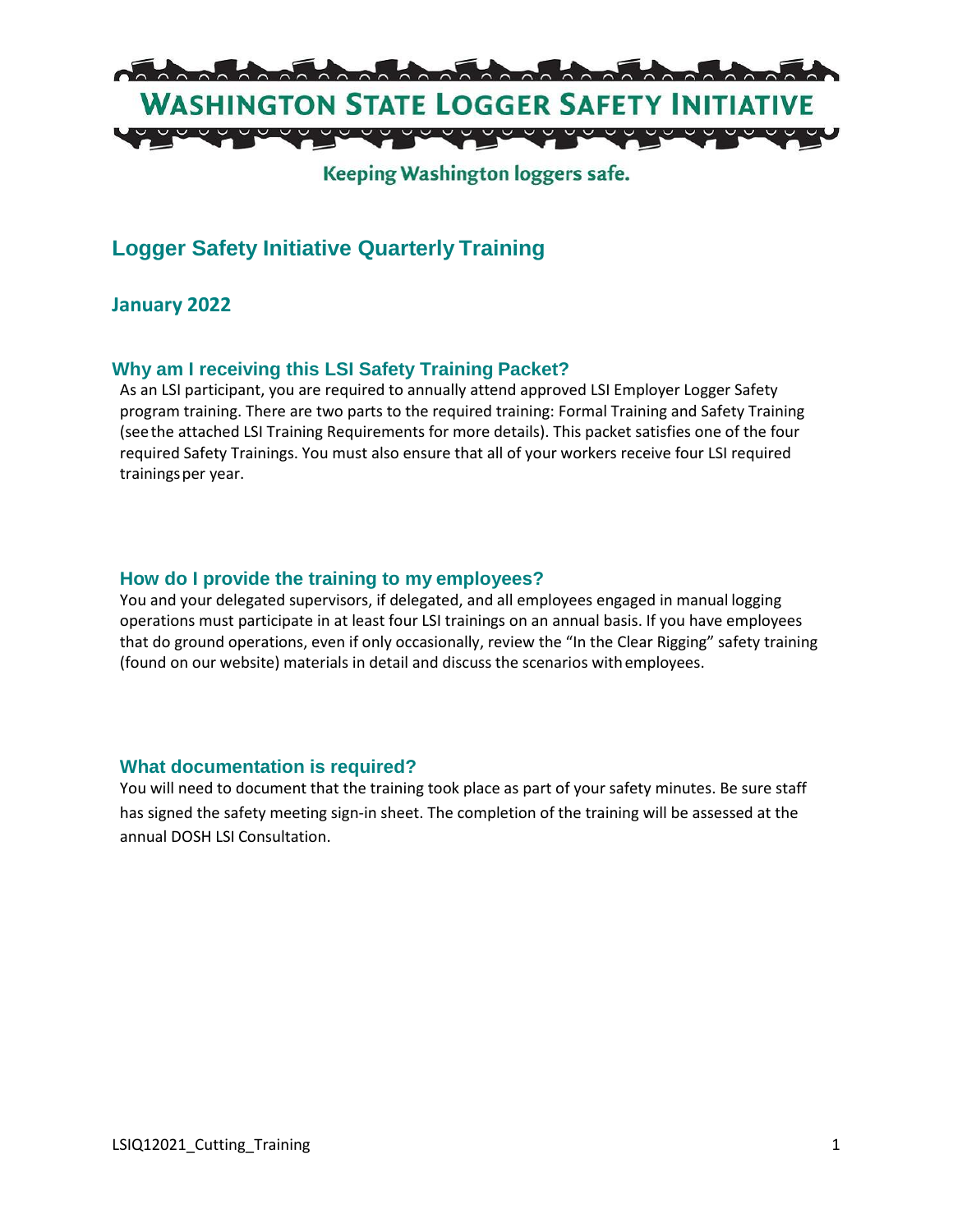# WASHINGTON STATE LOGGER SAFETY INITIATIVE

Keeping Washington loggers safe.

## Logger Safety Initiative Quarterly Training

### January 2022

### Why am I receiving this LSI Safety Training Packet?

As an LSI participant, you are required to annually attend approved LSI Employer Logger Safety program training. There are two parts to the required training: Formal Training and Safety Training (see the attached LSI Training Requirements for more details). This packet satisfies one of the four required Safety Trainings. You must also ensure that all of your workers receive four LSI required trainings per year.

### How do I provide the training to my employees?

You and your delegated supervisors, if delegated, and all employees engaged in manual logging operations must participate in at least four LSI trainings on an annual basis. If you have employees that do ground operations, even if only occasionally, review the "In the Clear Rigging" safety training (found on our website) materials in detail and discuss the scenarios with employees.

### What documentation is required?

You will need to document that the training took place as part of your safety minutes. Be sure staff has signed the safety meeting sign-in sheet. The completion of the training will be assessed at the annual DOSH LSI Consultation.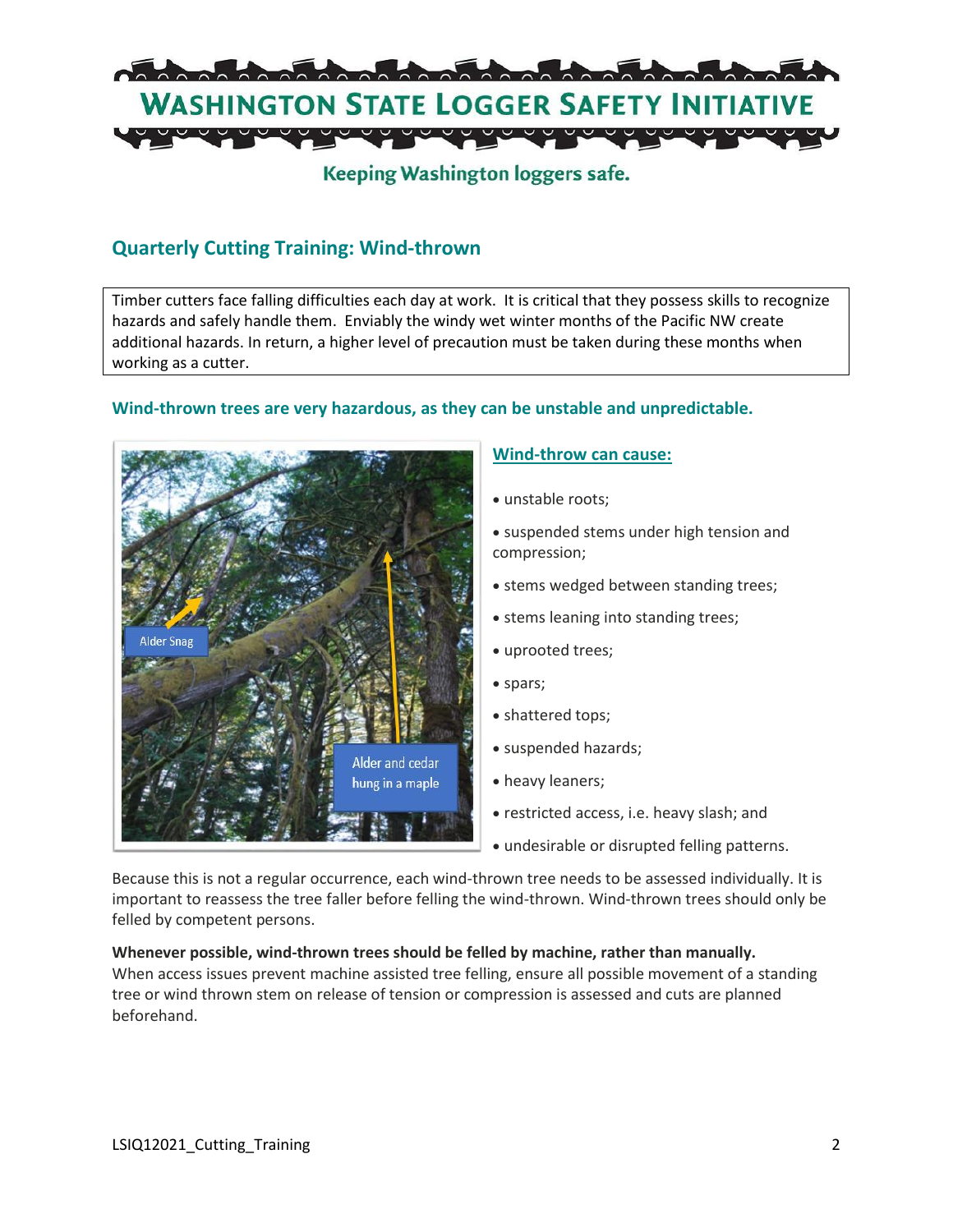# WASHINGTON STATE LOGGER SAFETY INITIATIVE

Keeping Washington loggers safe.

## Quarterly Cutting Training: Wind-thrown

Timber cutters face falling difficulties each day at work. It is critical that they possess skills to recognize hazards and safely handle them. Enviably the windy wet winter months of the Pacific NW create additional hazards. In return, a higher level of precaution must be taken during these months when working as a cutter.

### Wind-thrown trees are very hazardous, as they can be unstable and unpredictable.

Alder Snag

Alder and cedar hung in a maple

**Wind-throw can cause:**

- unstable roots;
- suspended stems under high tension and compression;
- stems wedged between standing trees;
- stems leaning into standing trees;
- uprooted trees;
- spars;
- shattered tops;
- suspended hazards;
- heavy leaners;
- restricted access, i.e. heavy slash; and
- undesirable or disrupted felling patterns.

Because this is not a regular occurrence, each wind-thrown tree needs to be assessed individually. It is important to reassess the tree faller before felling the wind-thrown. Wind-thrown trees should only be felled by competent persons.

**Whenever possible, wind-thrown trees should be felled by machine, rather than manually.**
When access issues prevent machine assisted tree felling, ensure all possible movement of a standing tree or wind thrown stem on release of tension or compression is assessed and cuts are planned beforehand.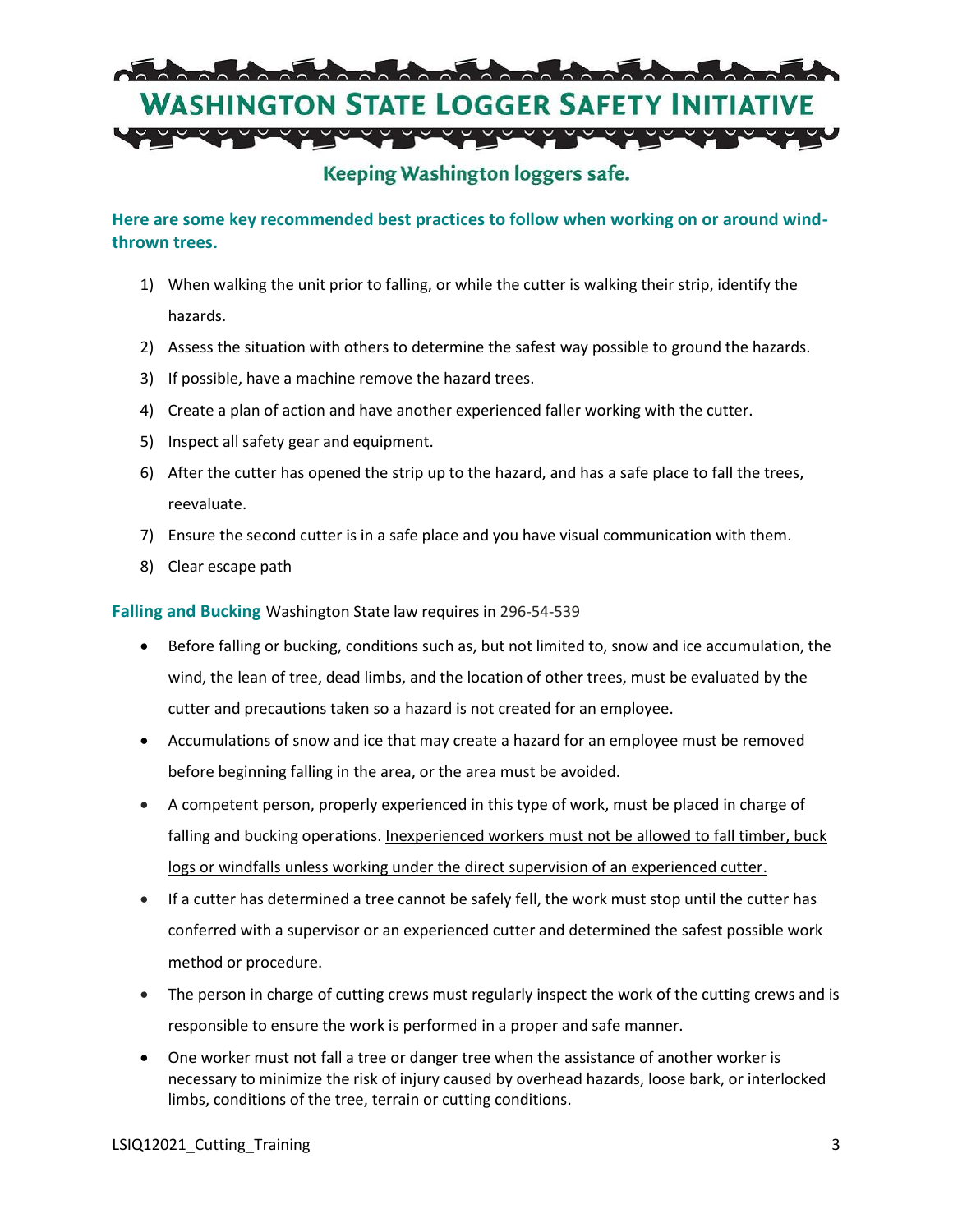# WASHINGTON STATE LOGGER SAFETY INITIATIVE

## Keeping Washington loggers safe.

**Here are some key recommended best practices to follow when working on or around wind-thrown trees.**

1) When walking the unit prior to falling, or while the cutter is walking their strip, identify the hazards.
2) Assess the situation with others to determine the safest way possible to ground the hazards.
3) If possible, have a machine remove the hazard trees.
4) Create a plan of action and have another experienced faller working with the cutter.
5) Inspect all safety gear and equipment.
6) After the cutter has opened the strip up to the hazard, and has a safe place to fall the trees, reevaluate.
7) Ensure the second cutter is in a safe place and you have visual communication with them.
8) Clear escape path

**Falling and Bucking** Washington State law requires in 296-54-539

- Before falling or bucking, conditions such as, but not limited to, snow and ice accumulation, the wind, the lean of tree, dead limbs, and the location of other trees, must be evaluated by the cutter and precautions taken so a hazard is not created for an employee.
- Accumulations of snow and ice that may create a hazard for an employee must be removed before beginning falling in the area, or the area must be avoided.
- A competent person, properly experienced in this type of work, must be placed in charge of falling and bucking operations. <u>Inexperienced workers must not be allowed to fall timber, buck logs or windfalls unless working under the direct supervision of an experienced cutter.</u>
- If a cutter has determined a tree cannot be safely fell, the work must stop until the cutter has conferred with a supervisor or an experienced cutter and determined the safest possible work method or procedure.
- The person in charge of cutting crews must regularly inspect the work of the cutting crews and is responsible to ensure the work is performed in a proper and safe manner.
- One worker must not fall a tree or danger tree when the assistance of another worker is necessary to minimize the risk of injury caused by overhead hazards, loose bark, or interlocked limbs, conditions of the tree, terrain or cutting conditions.

LSIQ12021_Cutting_Training